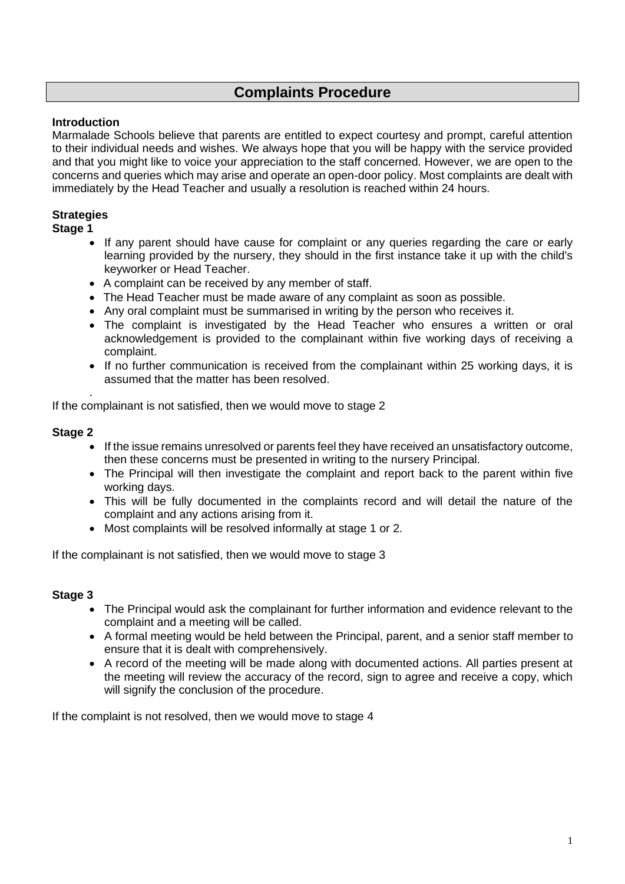# Complaints Procedure

**Introduction**

Marmalade Schools believe that parents are entitled to expect courtesy and prompt, careful attention to their individual needs and wishes. We always hope that you will be happy with the service provided and that you might like to voice your appreciation to the staff concerned. However, we are open to the concerns and queries which may arise and operate an open-door policy. Most complaints are dealt with immediately by the Head Teacher and usually a resolution is reached within 24 hours.

**Strategies**

**Stage 1**

- If any parent should have cause for complaint or any queries regarding the care or early learning provided by the nursery, they should in the first instance take it up with the child's keyworker or Head Teacher.
- A complaint can be received by any member of staff.
- The Head Teacher must be made aware of any complaint as soon as possible.
- Any oral complaint must be summarised in writing by the person who receives it.
- The complaint is investigated by the Head Teacher who ensures a written or oral acknowledgement is provided to the complainant within five working days of receiving a complaint.
- If no further communication is received from the complainant within 25 working days, it is assumed that the matter has been resolved.

If the complainant is not satisfied, then we would move to stage 2

**Stage 2**

- If the issue remains unresolved or parents feel they have received an unsatisfactory outcome, then these concerns must be presented in writing to the nursery Principal.
- The Principal will then investigate the complaint and report back to the parent within five working days.
- This will be fully documented in the complaints record and will detail the nature of the complaint and any actions arising from it.
- Most complaints will be resolved informally at stage 1 or 2.

If the complainant is not satisfied, then we would move to stage 3

**Stage 3**

- The Principal would ask the complainant for further information and evidence relevant to the complaint and a meeting will be called.
- A formal meeting would be held between the Principal, parent, and a senior staff member to ensure that it is dealt with comprehensively.
- A record of the meeting will be made along with documented actions. All parties present at the meeting will review the accuracy of the record, sign to agree and receive a copy, which will signify the conclusion of the procedure.

If the complaint is not resolved, then we would move to stage 4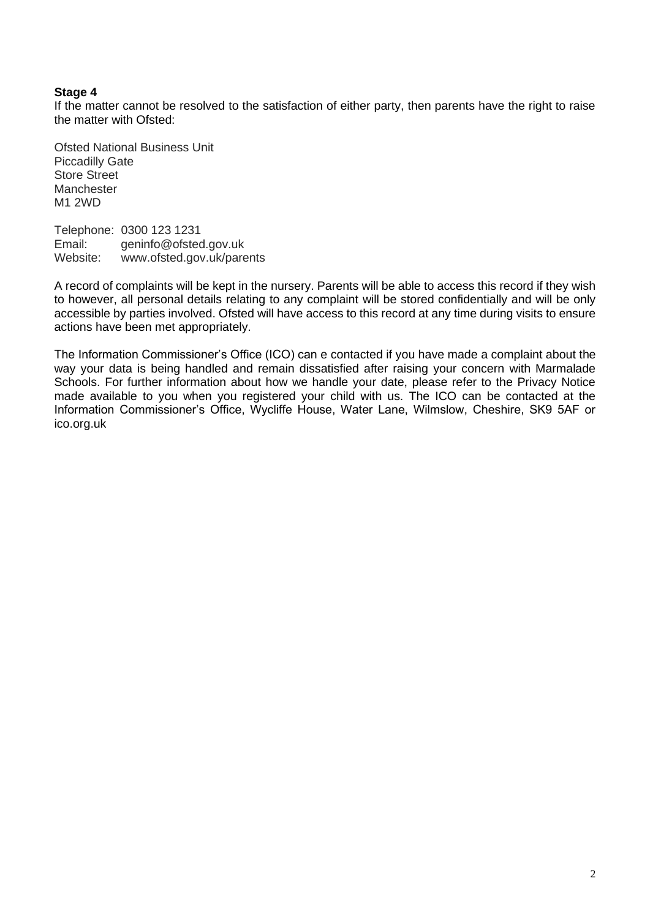**Stage 4**

If the matter cannot be resolved to the satisfaction of either party, then parents have the right to raise the matter with Ofsted:

Ofsted National Business Unit
Piccadilly Gate
Store Street
Manchester
M1 2WD

Telephone: 0300 123 1231
Email: geninfo@ofsted.gov.uk
Website: www.ofsted.gov.uk/parents

A record of complaints will be kept in the nursery. Parents will be able to access this record if they wish to however, all personal details relating to any complaint will be stored confidentially and will be only accessible by parties involved. Ofsted will have access to this record at any time during visits to ensure actions have been met appropriately.

The Information Commissioner's Office (ICO) can e contacted if you have made a complaint about the way your data is being handled and remain dissatisfied after raising your concern with Marmalade Schools. For further information about how we handle your date, please refer to the Privacy Notice made available to you when you registered your child with us. The ICO can be contacted at the Information Commissioner's Office, Wycliffe House, Water Lane, Wilmslow, Cheshire, SK9 5AF or ico.org.uk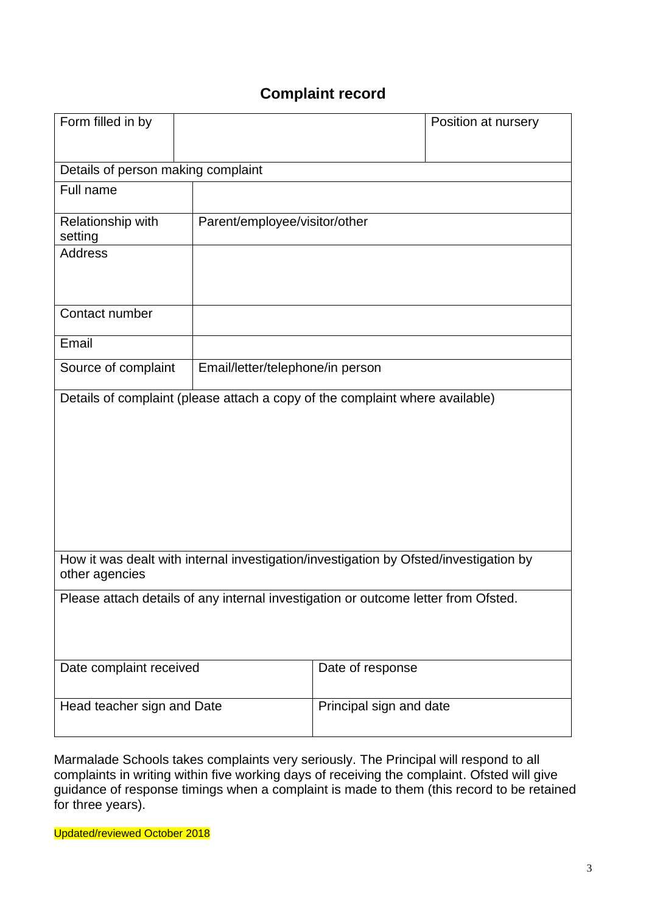## Complaint record

| | | |
|---|---|---|
| Form filled in by | | Position at nursery |
| Details of person making complaint | | |
| Full name | | |
| Relationship with setting | Parent/employee/visitor/other | |
| Address | | |
| Contact number | | |
| Email | | |
| Source of complaint | Email/letter/telephone/in person | |
| Details of complaint (please attach a copy of the complaint where available) | | |
| How it was dealt with internal investigation/investigation by Ofsted/investigation by other agencies | | |
| Please attach details of any internal investigation or outcome letter from Ofsted. | | |
| Date complaint received | Date of response | |
| Head teacher sign and Date | Principal sign and date | |

Marmalade Schools takes complaints very seriously. The Principal will respond to all complaints in writing within five working days of receiving the complaint. Ofsted will give guidance of response timings when a complaint is made to them (this record to be retained for three years).

Updated/reviewed October 2018